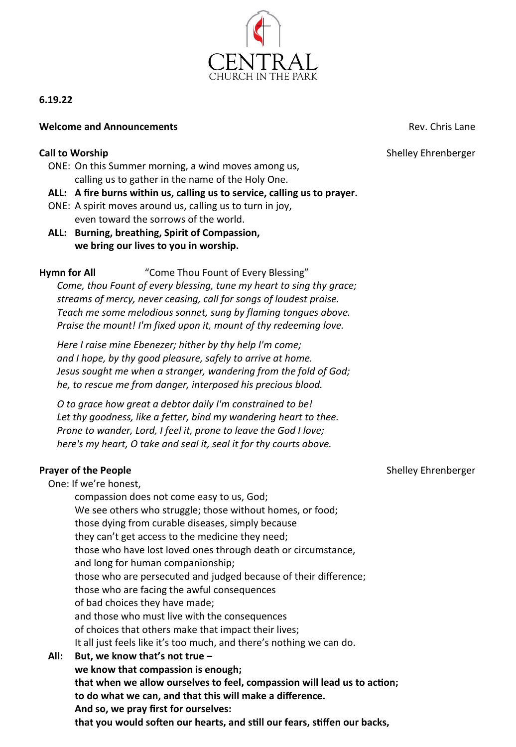CENTRAL
CHURCH IN THE PARK

**6.19.22**

**Welcome and Announcements** Rev. Chris Lane

**Call to Worship** Shelley Ehrenberger

ONE: On this Summer morning, a wind moves among us,
calling us to gather in the name of the Holy One.

**ALL: A fire burns within us, calling us to service, calling us to prayer.**

ONE: A spirit moves around us, calling us to turn in joy,
even toward the sorrows of the world.

**ALL: Burning, breathing, Spirit of Compassion,**
**we bring our lives to you in worship.**

**Hymn for All** "Come Thou Fount of Every Blessing"

*Come, thou Fount of every blessing, tune my heart to sing thy grace;*
*streams of mercy, never ceasing, call for songs of loudest praise.*
*Teach me some melodious sonnet, sung by flaming tongues above.*
*Praise the mount! I'm fixed upon it, mount of thy redeeming love.*

*Here I raise mine Ebenezer; hither by thy help I'm come;*
*and I hope, by thy good pleasure, safely to arrive at home.*
*Jesus sought me when a stranger, wandering from the fold of God;*
*he, to rescue me from danger, interposed his precious blood.*

*O to grace how great a debtor daily I'm constrained to be!*
*Let thy goodness, like a fetter, bind my wandering heart to thee.*
*Prone to wander, Lord, I feel it, prone to leave the God I love;*
*here's my heart, O take and seal it, seal it for thy courts above.*

**Prayer of the People** Shelley Ehrenberger

One: If we're honest,
compassion does not come easy to us, God;
We see others who struggle; those without homes, or food;
those dying from curable diseases, simply because
they can't get access to the medicine they need;
those who have lost loved ones through death or circumstance,
and long for human companionship;
those who are persecuted and judged because of their difference;
those who are facing the awful consequences
of bad choices they have made;
and those who must live with the consequences
of choices that others make that impact their lives;
It all just feels like it's too much, and there's nothing we can do.

**All: But, we know that's not true –**
**we know that compassion is enough;**
**that when we allow ourselves to feel, compassion will lead us to action;**
**to do what we can, and that this will make a difference.**
**And so, we pray first for ourselves:**
**that you would soften our hearts, and still our fears, stiffen our backs,**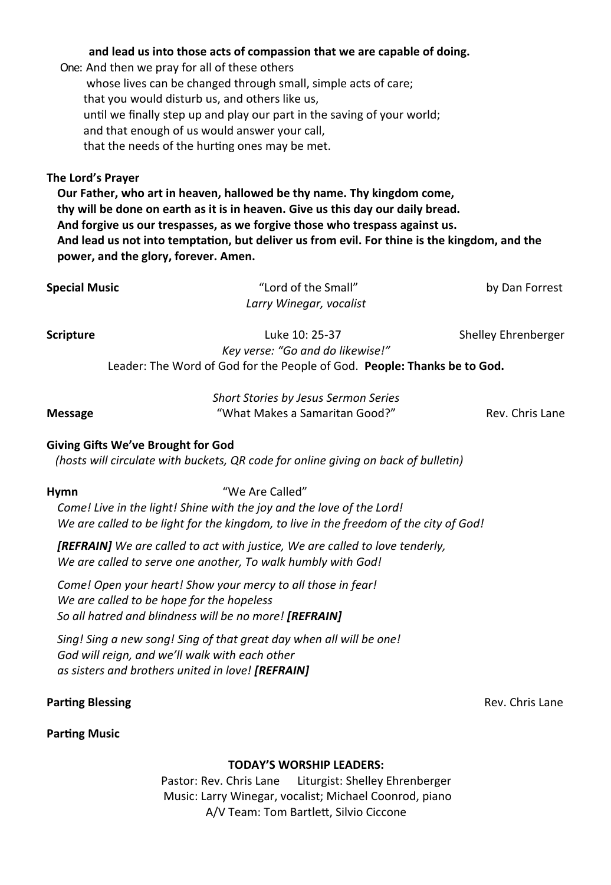**and lead us into those acts of compassion that we are capable of doing.**

One: And then we pray for all of these others
whose lives can be changed through small, simple acts of care;
that you would disturb us, and others like us,
until we finally step up and play our part in the saving of your world;
and that enough of us would answer your call,
that the needs of the hurting ones may be met.

**The Lord's Prayer**

**Our Father, who art in heaven, hallowed be thy name. Thy kingdom come, thy will be done on earth as it is in heaven. Give us this day our daily bread. And forgive us our trespasses, as we forgive those who trespass against us. And lead us not into temptation, but deliver us from evil. For thine is the kingdom, and the power, and the glory, forever. Amen.**

**Special Music** "Lord of the Small" by Dan Forrest
*Larry Winegar, vocalist*

**Scripture** Luke 10: 25-37 Shelley Ehrenberger
*Key verse: "Go and do likewise!"*
Leader: The Word of God for the People of God. **People: Thanks be to God.**

*Short Stories by Jesus Sermon Series*
**Message** "What Makes a Samaritan Good?" Rev. Chris Lane

**Giving Gifts We've Brought for God**
*(hosts will circulate with buckets, QR code for online giving on back of bulletin)*

**Hymn** "We Are Called"

*Come! Live in the light! Shine with the joy and the love of the Lord!*
*We are called to be light for the kingdom, to live in the freedom of the city of God!*

***[REFRAIN]*** *We are called to act with justice, We are called to love tenderly,*
*We are called to serve one another, To walk humbly with God!*

*Come! Open your heart! Show your mercy to all those in fear!*
*We are called to be hope for the hopeless*
*So all hatred and blindness will be no more!* ***[REFRAIN]***

*Sing! Sing a new song! Sing of that great day when all will be one!*
*God will reign, and we'll walk with each other*
*as sisters and brothers united in love!* ***[REFRAIN]***

**Parting Blessing** Rev. Chris Lane

**Parting Music**

**TODAY'S WORSHIP LEADERS:**

Pastor: Rev. Chris Lane Liturgist: Shelley Ehrenberger
Music: Larry Winegar, vocalist; Michael Coonrod, piano
A/V Team: Tom Bartlett, Silvio Ciccone